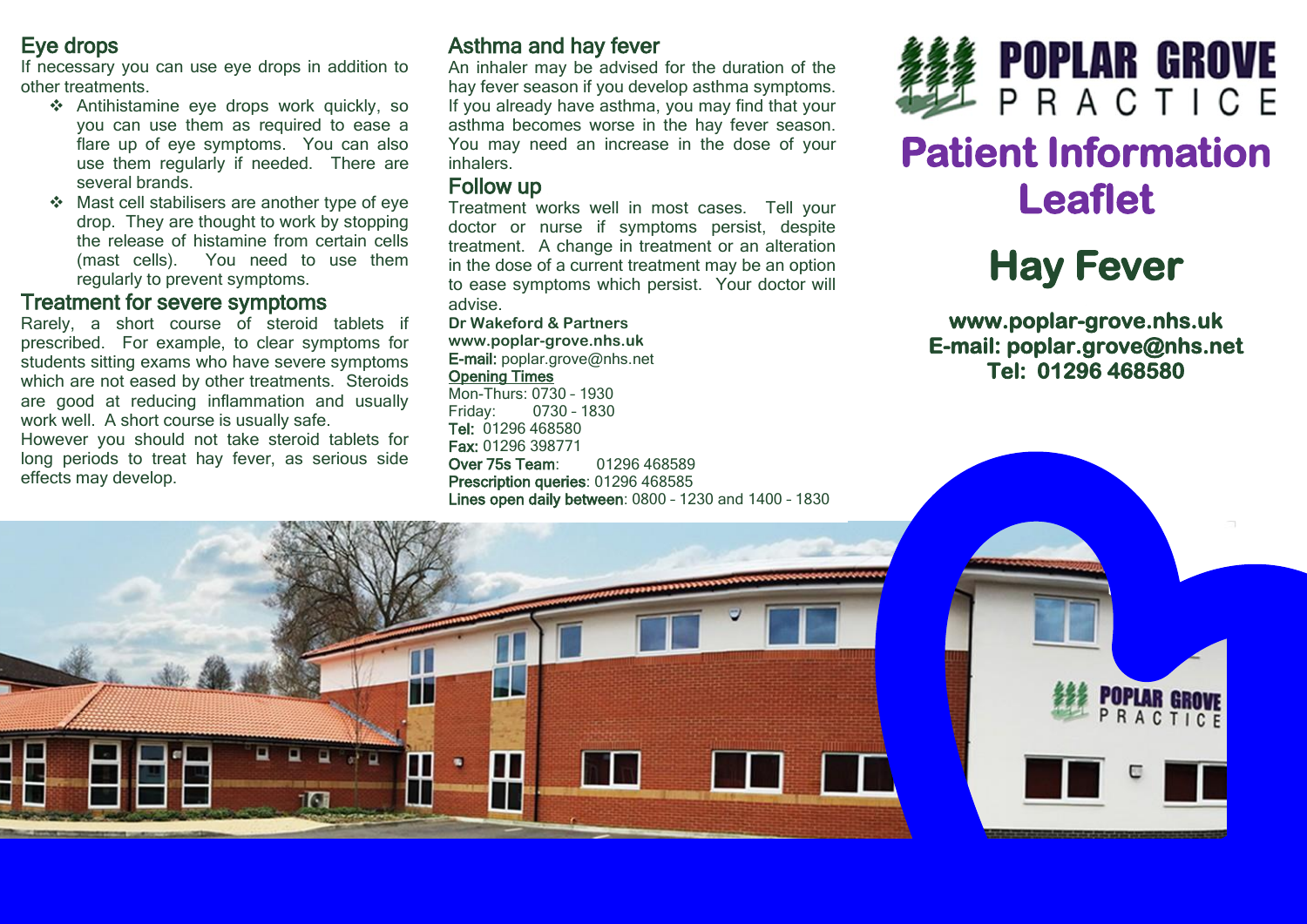## Eye drops

If necessary you can use eye drops in addition to other treatments.

- Antihistamine eye drops work quickly, so you can use them as required to ease a flare up of eye symptoms. You can also use them regularly if needed. There are several brands.
- Mast cell stabilisers are another type of eye drop. They are thought to work by stopping the release of histamine from certain cells (mast cells). You need to use them regularly to prevent symptoms.

## Treatment for severe symptoms

Rarely, a short course of steroid tablets if prescribed. For example, to clear symptoms for students sitting exams who have severe symptoms which are not eased by other treatments. Steroids are good at reducing inflammation and usually work well. A short course is usually safe.

However you should not take steroid tablets for long periods to treat hay fever, as serious side effects may develop.

## Asthma and hay fever

An inhaler may be advised for the duration of the hay fever season if you develop asthma symptoms. If you already have asthma, you may find that your asthma becomes worse in the hay fever season. You may need an increase in the dose of your inhalers.

## Follow up

Treatment works well in most cases. Tell your doctor or nurse if symptoms persist, despite treatment. A change in treatment or an alteration in the dose of a current treatment may be an option to ease symptoms which persist. Your doctor will advise.

**Dr Wakeford & Partners**
**www.poplar-grove.nhs.uk**
**E-mail:** poplar.grove@nhs.net

**Opening Times**
Mon-Thurs: 0730 – 1930
Friday: 0730 – 1830
**Tel:** 01296 468580
**Fax:** 01296 398771
**Over 75s Team**: 01296 468589
**Prescription queries**: 01296 468585
**Lines open daily between**: 0800 – 1230 and 1400 – 1830

# POPLAR GROVE PRACTICE

# Patient Information Leaflet

# Hay Fever

**www.poplar-grove.nhs.uk**
**E-mail: poplar.grove@nhs.net**
**Tel: 01296 468580**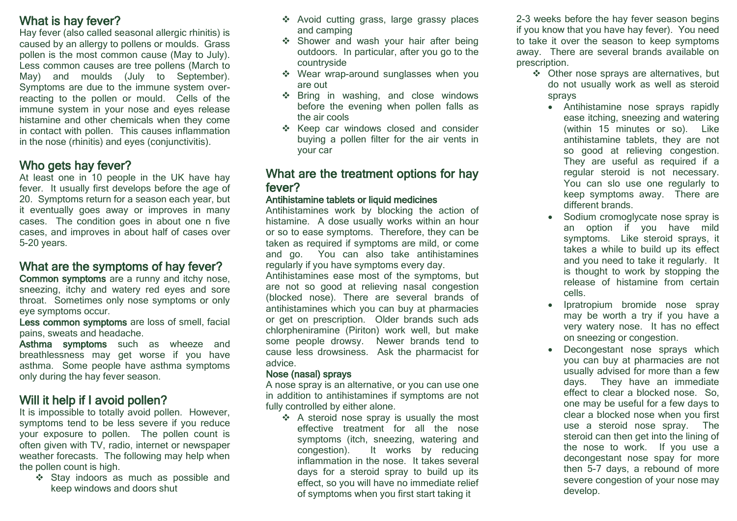## What is hay fever?

Hay fever (also called seasonal allergic rhinitis) is caused by an allergy to pollens or moulds. Grass pollen is the most common cause (May to July). Less common causes are tree pollens (March to May) and moulds (July to September). Symptoms are due to the immune system over-reacting to the pollen or mould. Cells of the immune system in your nose and eyes release histamine and other chemicals when they come in contact with pollen. This causes inflammation in the nose (rhinitis) and eyes (conjunctivitis).

## Who gets hay fever?

At least one in 10 people in the UK have hay fever. It usually first develops before the age of 20. Symptoms return for a season each year, but it eventually goes away or improves in many cases. The condition goes in about one n five cases, and improves in about half of cases over 5-20 years.

## What are the symptoms of hay fever?

**Common symptoms** are a runny and itchy nose, sneezing, itchy and watery red eyes and sore throat. Sometimes only nose symptoms or only eye symptoms occur.

**Less common symptoms** are loss of smell, facial pains, sweats and headache.

**Asthma symptoms** such as wheeze and breathlessness may get worse if you have asthma. Some people have asthma symptoms only during the hay fever season.

## Will it help if I avoid pollen?

It is impossible to totally avoid pollen. However, symptoms tend to be less severe if you reduce your exposure to pollen. The pollen count is often given with TV, radio, internet or newspaper weather forecasts. The following may help when the pollen count is high.

- Stay indoors as much as possible and keep windows and doors shut
- Avoid cutting grass, large grassy places and camping
- Shower and wash your hair after being outdoors. In particular, after you go to the countryside
- Wear wrap-around sunglasses when you are out
- Bring in washing, and close windows before the evening when pollen falls as the air cools
- Keep car windows closed and consider buying a pollen filter for the air vents in your car

## What are the treatment options for hay fever?

### Antihistamine tablets or liquid medicines

Antihistamines work by blocking the action of histamine. A dose usually works within an hour or so to ease symptoms. Therefore, they can be taken as required if symptoms are mild, or come and go. You can also take antihistamines regularly if you have symptoms every day.

Antihistamines ease most of the symptoms, but are not so good at relieving nasal congestion (blocked nose). There are several brands of antihistamines which you can buy at pharmacies or get on prescription. Older brands such ads chlorpheniramine (Piriton) work well, but make some people drowsy. Newer brands tend to cause less drowsiness. Ask the pharmacist for advice.

### Nose (nasal) sprays

A nose spray is an alternative, or you can use one in addition to antihistamines if symptoms are not fully controlled by either alone.

- A steroid nose spray is usually the most effective treatment for all the nose symptoms (itch, sneezing, watering and congestion). It works by reducing inflammation in the nose. It takes several days for a steroid spray to build up its effect, so you will have no immediate relief of symptoms when you first start taking it 2-3 weeks before the hay fever season begins if you know that you have hay fever). You need to take it over the season to keep symptoms away. There are several brands available on prescription.
- Other nose sprays are alternatives, but do not usually work as well as steroid sprays
  - Antihistamine nose sprays rapidly ease itching, sneezing and watering (within 15 minutes or so). Like antihistamine tablets, they are not so good at relieving congestion. They are useful as required if a regular steroid is not necessary. You can slo use one regularly to keep symptoms away. There are different brands.
  - Sodium cromoglycate nose spray is an option if you have mild symptoms. Like steroid sprays, it takes a while to build up its effect and you need to take it regularly. It is thought to work by stopping the release of histamine from certain cells.
  - Ipratropium bromide nose spray may be worth a try if you have a very watery nose. It has no effect on sneezing or congestion.
  - Decongestant nose sprays which you can buy at pharmacies are not usually advised for more than a few days. They have an immediate effect to clear a blocked nose. So, one may be useful for a few days to clear a blocked nose when you first use a steroid nose spray. The steroid can then get into the lining of the nose to work. If you use a decongestant nose spay for more then 5-7 days, a rebound of more severe congestion of your nose may develop.